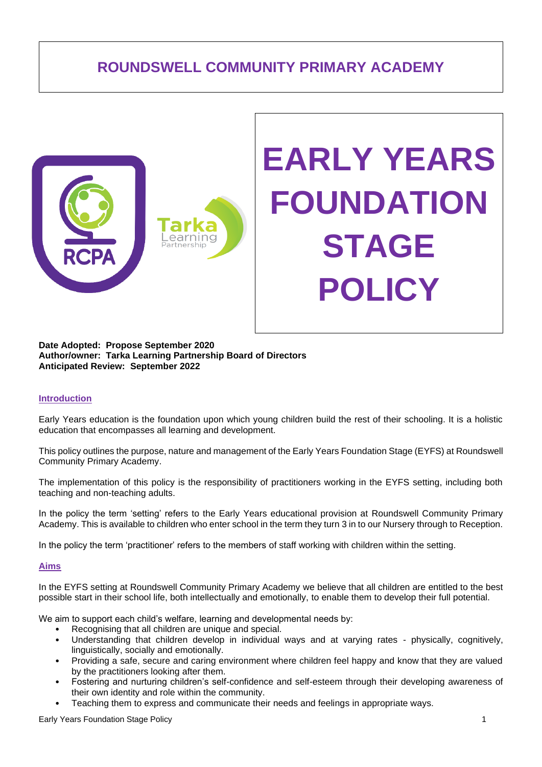# ROUNDSWELL COMMUNITY PRIMARY ACADEMY

# EARLY YEARS FOUNDATION STAGE POLICY

**Date Adopted: Propose September 2020**
**Author/owner: Tarka Learning Partnership Board of Directors**
**Anticipated Review: September 2022**

## Introduction

Early Years education is the foundation upon which young children build the rest of their schooling. It is a holistic education that encompasses all learning and development.

This policy outlines the purpose, nature and management of the Early Years Foundation Stage (EYFS) at Roundswell Community Primary Academy.

The implementation of this policy is the responsibility of practitioners working in the EYFS setting, including both teaching and non-teaching adults.

In the policy the term 'setting' refers to the Early Years educational provision at Roundswell Community Primary Academy. This is available to children who enter school in the term they turn 3 in to our Nursery through to Reception.

In the policy the term 'practitioner' refers to the members of staff working with children within the setting.

## Aims

In the EYFS setting at Roundswell Community Primary Academy we believe that all children are entitled to the best possible start in their school life, both intellectually and emotionally, to enable them to develop their full potential.

We aim to support each child's welfare, learning and developmental needs by:

- Recognising that all children are unique and special.
- Understanding that children develop in individual ways and at varying rates - physically, cognitively, linguistically, socially and emotionally.
- Providing a safe, secure and caring environment where children feel happy and know that they are valued by the practitioners looking after them.
- Fostering and nurturing children's self-confidence and self-esteem through their developing awareness of their own identity and role within the community.
- Teaching them to express and communicate their needs and feelings in appropriate ways.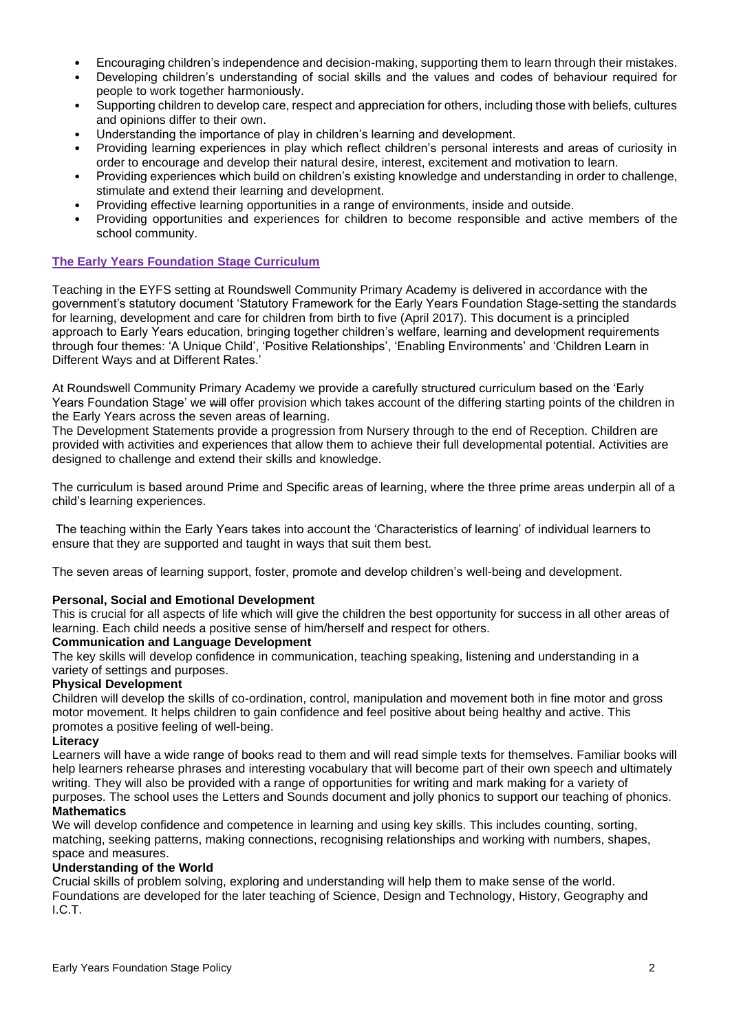- Encouraging children's independence and decision-making, supporting them to learn through their mistakes.
- Developing children's understanding of social skills and the values and codes of behaviour required for people to work together harmoniously.
- Supporting children to develop care, respect and appreciation for others, including those with beliefs, cultures and opinions differ to their own.
- Understanding the importance of play in children's learning and development.
- Providing learning experiences in play which reflect children's personal interests and areas of curiosity in order to encourage and develop their natural desire, interest, excitement and motivation to learn.
- Providing experiences which build on children's existing knowledge and understanding in order to challenge, stimulate and extend their learning and development.
- Providing effective learning opportunities in a range of environments, inside and outside.
- Providing opportunities and experiences for children to become responsible and active members of the school community.

## The Early Years Foundation Stage Curriculum

Teaching in the EYFS setting at Roundswell Community Primary Academy is delivered in accordance with the government's statutory document 'Statutory Framework for the Early Years Foundation Stage-setting the standards for learning, development and care for children from birth to five (April 2017). This document is a principled approach to Early Years education, bringing together children's welfare, learning and development requirements through four themes: 'A Unique Child', 'Positive Relationships', 'Enabling Environments' and 'Children Learn in Different Ways and at Different Rates.'

At Roundswell Community Primary Academy we provide a carefully structured curriculum based on the 'Early Years Foundation Stage' we ~~will~~ offer provision which takes account of the differing starting points of the children in the Early Years across the seven areas of learning.

The Development Statements provide a progression from Nursery through to the end of Reception. Children are provided with activities and experiences that allow them to achieve their full developmental potential. Activities are designed to challenge and extend their skills and knowledge.

The curriculum is based around Prime and Specific areas of learning, where the three prime areas underpin all of a child's learning experiences.

The teaching within the Early Years takes into account the 'Characteristics of learning' of individual learners to ensure that they are supported and taught in ways that suit them best.

The seven areas of learning support, foster, promote and develop children's well-being and development.

**Personal, Social and Emotional Development**

This is crucial for all aspects of life which will give the children the best opportunity for success in all other areas of learning. Each child needs a positive sense of him/herself and respect for others.

**Communication and Language Development**

The key skills will develop confidence in communication, teaching speaking, listening and understanding in a variety of settings and purposes.

**Physical Development**

Children will develop the skills of co-ordination, control, manipulation and movement both in fine motor and gross motor movement. It helps children to gain confidence and feel positive about being healthy and active. This promotes a positive feeling of well-being.

**Literacy**

Learners will have a wide range of books read to them and will read simple texts for themselves. Familiar books will help learners rehearse phrases and interesting vocabulary that will become part of their own speech and ultimately writing. They will also be provided with a range of opportunities for writing and mark making for a variety of purposes. The school uses the Letters and Sounds document and jolly phonics to support our teaching of phonics.

**Mathematics**

We will develop confidence and competence in learning and using key skills. This includes counting, sorting, matching, seeking patterns, making connections, recognising relationships and working with numbers, shapes, space and measures.

**Understanding of the World**

Crucial skills of problem solving, exploring and understanding will help them to make sense of the world. Foundations are developed for the later teaching of Science, Design and Technology, History, Geography and I.C.T.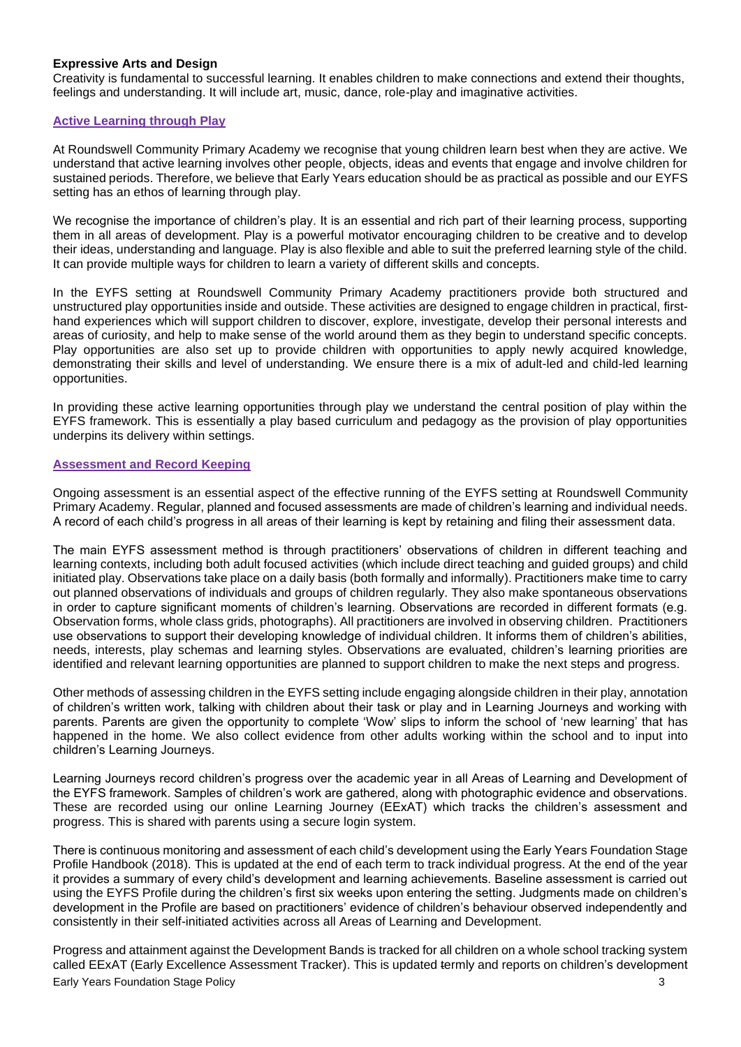**Expressive Arts and Design**

Creativity is fundamental to successful learning. It enables children to make connections and extend their thoughts, feelings and understanding. It will include art, music, dance, role-play and imaginative activities.

### Active Learning through Play

At Roundswell Community Primary Academy we recognise that young children learn best when they are active. We understand that active learning involves other people, objects, ideas and events that engage and involve children for sustained periods. Therefore, we believe that Early Years education should be as practical as possible and our EYFS setting has an ethos of learning through play.

We recognise the importance of children's play. It is an essential and rich part of their learning process, supporting them in all areas of development. Play is a powerful motivator encouraging children to be creative and to develop their ideas, understanding and language. Play is also flexible and able to suit the preferred learning style of the child. It can provide multiple ways for children to learn a variety of different skills and concepts.

In the EYFS setting at Roundswell Community Primary Academy practitioners provide both structured and unstructured play opportunities inside and outside. These activities are designed to engage children in practical, first-hand experiences which will support children to discover, explore, investigate, develop their personal interests and areas of curiosity, and help to make sense of the world around them as they begin to understand specific concepts. Play opportunities are also set up to provide children with opportunities to apply newly acquired knowledge, demonstrating their skills and level of understanding. We ensure there is a mix of adult-led and child-led learning opportunities.

In providing these active learning opportunities through play we understand the central position of play within the EYFS framework. This is essentially a play based curriculum and pedagogy as the provision of play opportunities underpins its delivery within settings.

### Assessment and Record Keeping

Ongoing assessment is an essential aspect of the effective running of the EYFS setting at Roundswell Community Primary Academy. Regular, planned and focused assessments are made of children's learning and individual needs. A record of each child's progress in all areas of their learning is kept by retaining and filing their assessment data.

The main EYFS assessment method is through practitioners' observations of children in different teaching and learning contexts, including both adult focused activities (which include direct teaching and guided groups) and child initiated play. Observations take place on a daily basis (both formally and informally). Practitioners make time to carry out planned observations of individuals and groups of children regularly. They also make spontaneous observations in order to capture significant moments of children's learning. Observations are recorded in different formats (e.g. Observation forms, whole class grids, photographs). All practitioners are involved in observing children. Practitioners use observations to support their developing knowledge of individual children. It informs them of children's abilities, needs, interests, play schemas and learning styles. Observations are evaluated, children's learning priorities are identified and relevant learning opportunities are planned to support children to make the next steps and progress.

Other methods of assessing children in the EYFS setting include engaging alongside children in their play, annotation of children's written work, talking with children about their task or play and in Learning Journeys and working with parents. Parents are given the opportunity to complete 'Wow' slips to inform the school of 'new learning' that has happened in the home. We also collect evidence from other adults working within the school and to input into children's Learning Journeys.

Learning Journeys record children's progress over the academic year in all Areas of Learning and Development of the EYFS framework. Samples of children's work are gathered, along with photographic evidence and observations. These are recorded using our online Learning Journey (EExAT) which tracks the children's assessment and progress. This is shared with parents using a secure login system.

There is continuous monitoring and assessment of each child's development using the Early Years Foundation Stage Profile Handbook (2018). This is updated at the end of each term to track individual progress. At the end of the year it provides a summary of every child's development and learning achievements. Baseline assessment is carried out using the EYFS Profile during the children's first six weeks upon entering the setting. Judgments made on children's development in the Profile are based on practitioners' evidence of children's behaviour observed independently and consistently in their self-initiated activities across all Areas of Learning and Development.

Progress and attainment against the Development Bands is tracked for all children on a whole school tracking system called EExAT (Early Excellence Assessment Tracker). This is updated termly and reports on children's development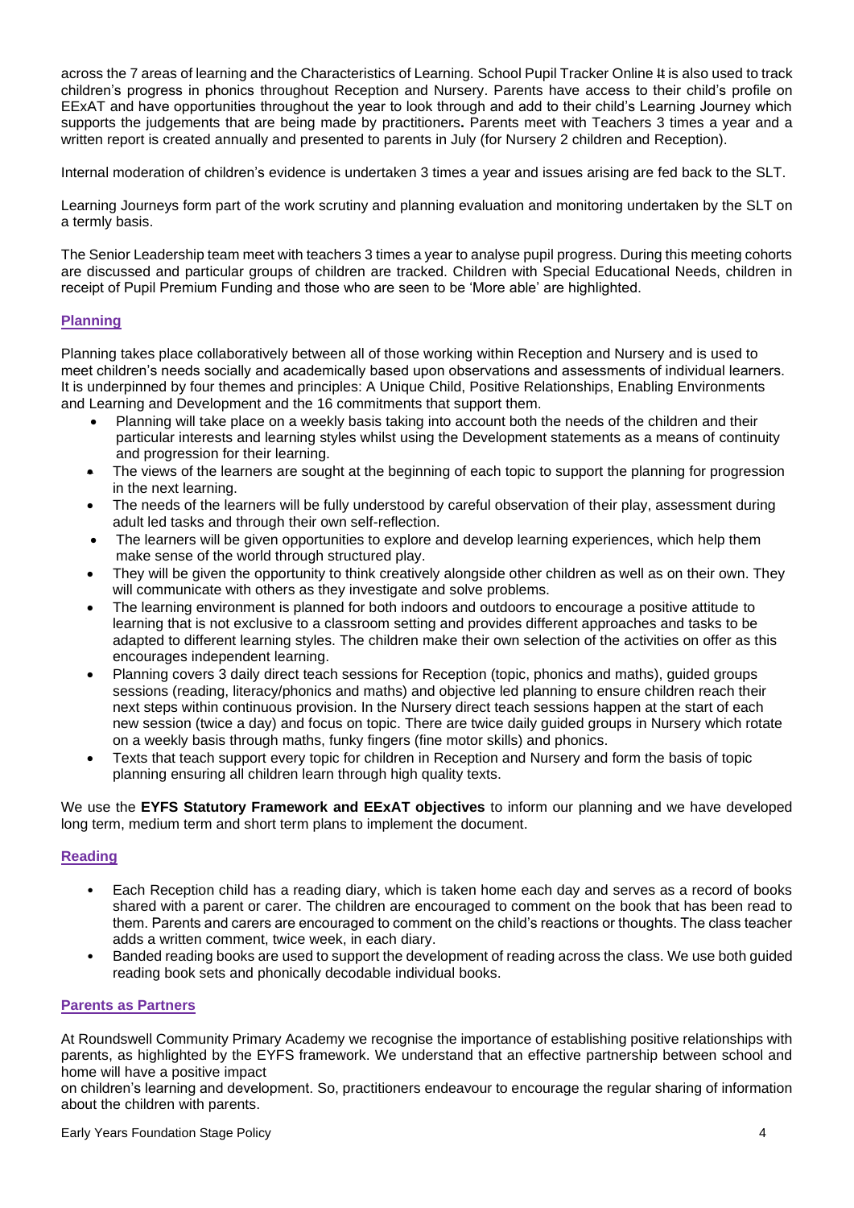across the 7 areas of learning and the Characteristics of Learning. School Pupil Tracker Online It is also used to track children's progress in phonics throughout Reception and Nursery. Parents have access to their child's profile on EExAT and have opportunities throughout the year to look through and add to their child's Learning Journey which supports the judgements that are being made by practitioners**.** Parents meet with Teachers 3 times a year and a written report is created annually and presented to parents in July (for Nursery 2 children and Reception).

Internal moderation of children's evidence is undertaken 3 times a year and issues arising are fed back to the SLT.

Learning Journeys form part of the work scrutiny and planning evaluation and monitoring undertaken by the SLT on a termly basis.

The Senior Leadership team meet with teachers 3 times a year to analyse pupil progress. During this meeting cohorts are discussed and particular groups of children are tracked. Children with Special Educational Needs, children in receipt of Pupil Premium Funding and those who are seen to be 'More able' are highlighted.

## Planning

Planning takes place collaboratively between all of those working within Reception and Nursery and is used to meet children's needs socially and academically based upon observations and assessments of individual learners. It is underpinned by four themes and principles: A Unique Child, Positive Relationships, Enabling Environments and Learning and Development and the 16 commitments that support them.

- Planning will take place on a weekly basis taking into account both the needs of the children and their particular interests and learning styles whilst using the Development statements as a means of continuity and progression for their learning.
- The views of the learners are sought at the beginning of each topic to support the planning for progression in the next learning.
- The needs of the learners will be fully understood by careful observation of their play, assessment during adult led tasks and through their own self-reflection.
- The learners will be given opportunities to explore and develop learning experiences, which help them make sense of the world through structured play.
- They will be given the opportunity to think creatively alongside other children as well as on their own. They will communicate with others as they investigate and solve problems.
- The learning environment is planned for both indoors and outdoors to encourage a positive attitude to learning that is not exclusive to a classroom setting and provides different approaches and tasks to be adapted to different learning styles. The children make their own selection of the activities on offer as this encourages independent learning.
- Planning covers 3 daily direct teach sessions for Reception (topic, phonics and maths), guided groups sessions (reading, literacy/phonics and maths) and objective led planning to ensure children reach their next steps within continuous provision. In the Nursery direct teach sessions happen at the start of each new session (twice a day) and focus on topic. There are twice daily guided groups in Nursery which rotate on a weekly basis through maths, funky fingers (fine motor skills) and phonics.
- Texts that teach support every topic for children in Reception and Nursery and form the basis of topic planning ensuring all children learn through high quality texts.

We use the **EYFS Statutory Framework and EExAT objectives** to inform our planning and we have developed long term, medium term and short term plans to implement the document.

## Reading

- Each Reception child has a reading diary, which is taken home each day and serves as a record of books shared with a parent or carer. The children are encouraged to comment on the book that has been read to them. Parents and carers are encouraged to comment on the child's reactions or thoughts. The class teacher adds a written comment, twice week, in each diary.
- Banded reading books are used to support the development of reading across the class. We use both guided reading book sets and phonically decodable individual books.

## Parents as Partners

At Roundswell Community Primary Academy we recognise the importance of establishing positive relationships with parents, as highlighted by the EYFS framework. We understand that an effective partnership between school and home will have a positive impact
on children's learning and development. So, practitioners endeavour to encourage the regular sharing of information about the children with parents.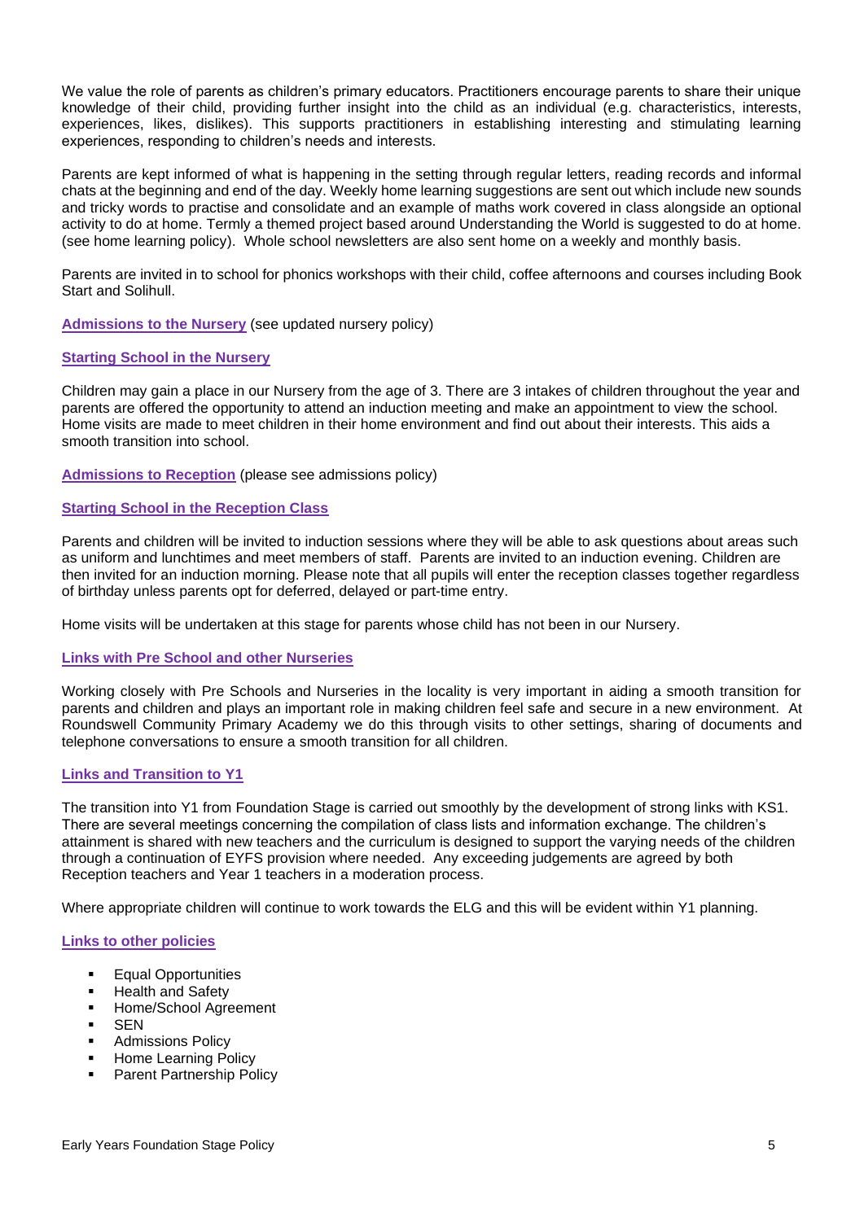We value the role of parents as children's primary educators. Practitioners encourage parents to share their unique knowledge of their child, providing further insight into the child as an individual (e.g. characteristics, interests, experiences, likes, dislikes). This supports practitioners in establishing interesting and stimulating learning experiences, responding to children's needs and interests.

Parents are kept informed of what is happening in the setting through regular letters, reading records and informal chats at the beginning and end of the day. Weekly home learning suggestions are sent out which include new sounds and tricky words to practise and consolidate and an example of maths work covered in class alongside an optional activity to do at home. Termly a themed project based around Understanding the World is suggested to do at home. (see home learning policy). Whole school newsletters are also sent home on a weekly and monthly basis.

Parents are invited in to school for phonics workshops with their child, coffee afternoons and courses including Book Start and Solihull.

**Admissions to the Nursery** (see updated nursery policy)

**Starting School in the Nursery**

Children may gain a place in our Nursery from the age of 3. There are 3 intakes of children throughout the year and parents are offered the opportunity to attend an induction meeting and make an appointment to view the school. Home visits are made to meet children in their home environment and find out about their interests. This aids a smooth transition into school.

**Admissions to Reception** (please see admissions policy)

**Starting School in the Reception Class**

Parents and children will be invited to induction sessions where they will be able to ask questions about areas such as uniform and lunchtimes and meet members of staff. Parents are invited to an induction evening. Children are then invited for an induction morning. Please note that all pupils will enter the reception classes together regardless of birthday unless parents opt for deferred, delayed or part-time entry.

Home visits will be undertaken at this stage for parents whose child has not been in our Nursery.

**Links with Pre School and other Nurseries**

Working closely with Pre Schools and Nurseries in the locality is very important in aiding a smooth transition for parents and children and plays an important role in making children feel safe and secure in a new environment. At Roundswell Community Primary Academy we do this through visits to other settings, sharing of documents and telephone conversations to ensure a smooth transition for all children.

**Links and Transition to Y1**

The transition into Y1 from Foundation Stage is carried out smoothly by the development of strong links with KS1. There are several meetings concerning the compilation of class lists and information exchange. The children's attainment is shared with new teachers and the curriculum is designed to support the varying needs of the children through a continuation of EYFS provision where needed. Any exceeding judgements are agreed by both Reception teachers and Year 1 teachers in a moderation process.

Where appropriate children will continue to work towards the ELG and this will be evident within Y1 planning.

**Links to other policies**

- Equal Opportunities
- Health and Safety
- Home/School Agreement
- SEN
- Admissions Policy
- Home Learning Policy
- Parent Partnership Policy